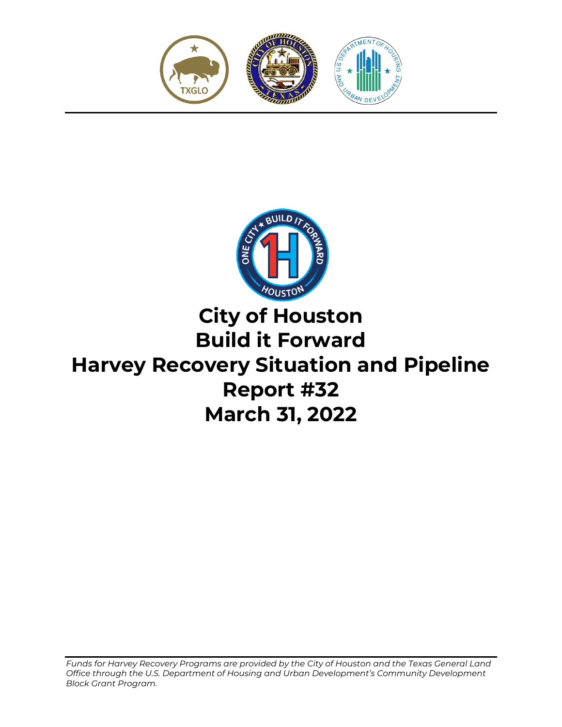# City of Houston
# Build it Forward
# Harvey Recovery Situation and Pipeline
# Report #32
# March 31, 2022

*Funds for Harvey Recovery Programs are provided by the City of Houston and the Texas General Land Office through the U.S. Department of Housing and Urban Development's Community Development Block Grant Program.*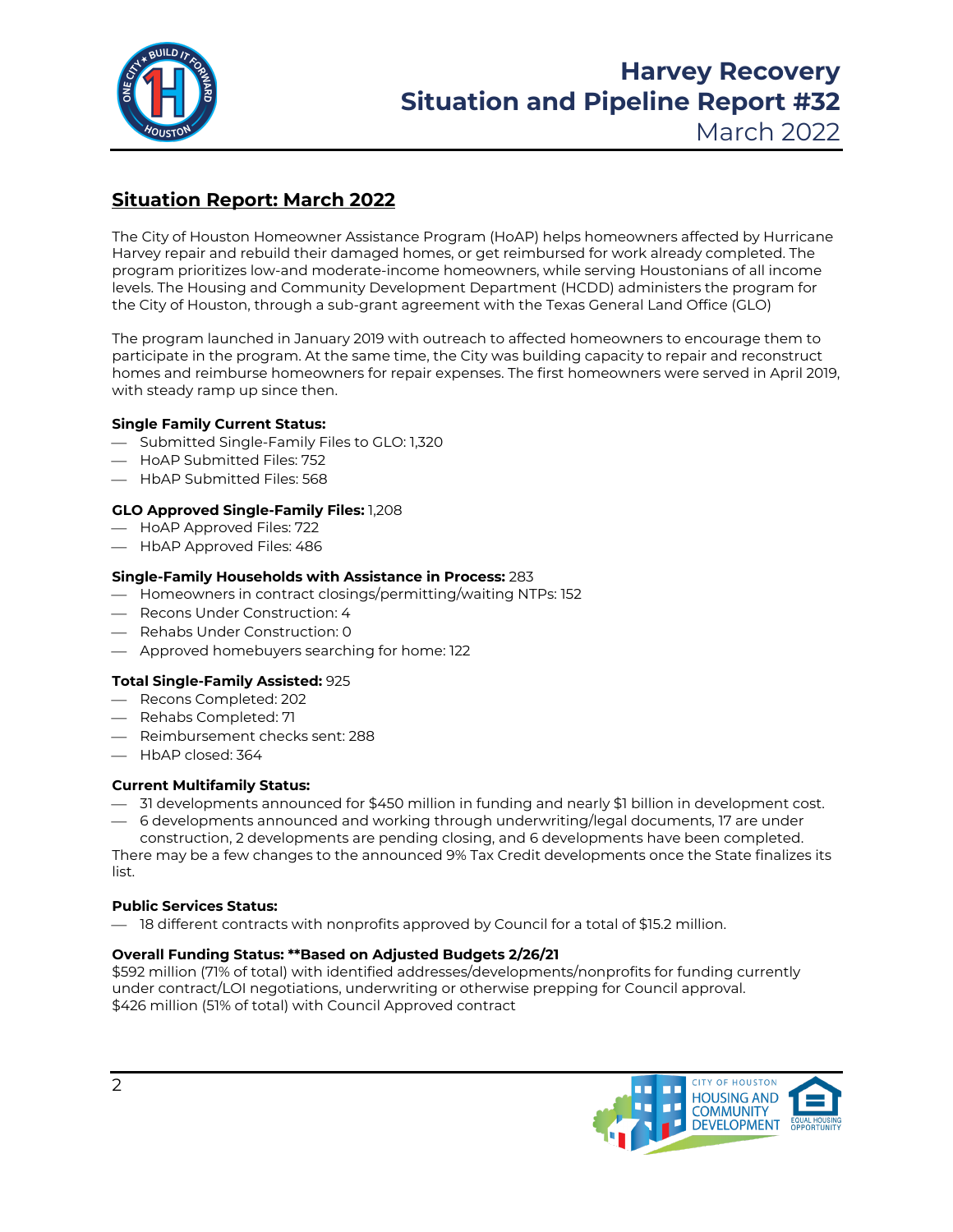## Situation Report: March 2022

The City of Houston Homeowner Assistance Program (HoAP) helps homeowners affected by Hurricane Harvey repair and rebuild their damaged homes, or get reimbursed for work already completed. The program prioritizes low-and moderate-income homeowners, while serving Houstonians of all income levels. The Housing and Community Development Department (HCDD) administers the program for the City of Houston, through a sub-grant agreement with the Texas General Land Office (GLO)

The program launched in January 2019 with outreach to affected homeowners to encourage them to participate in the program. At the same time, the City was building capacity to repair and reconstruct homes and reimburse homeowners for repair expenses. The first homeowners were served in April 2019, with steady ramp up since then.

**Single Family Current Status:**

- Submitted Single-Family Files to GLO: 1,320
- HoAP Submitted Files: 752
- HbAP Submitted Files: 568

**GLO Approved Single-Family Files:** 1,208

- HoAP Approved Files: 722
- HbAP Approved Files: 486

**Single-Family Households with Assistance in Process:** 283

- Homeowners in contract closings/permitting/waiting NTPs: 152
- Recons Under Construction: 4
- Rehabs Under Construction: 0
- Approved homebuyers searching for home: 122

**Total Single-Family Assisted:** 925

- Recons Completed: 202
- Rehabs Completed: 71
- Reimbursement checks sent: 288
- HbAP closed: 364

**Current Multifamily Status:**

- 31 developments announced for $450 million in funding and nearly $1 billion in development cost.
- 6 developments announced and working through underwriting/legal documents, 17 are under construction, 2 developments are pending closing, and 6 developments have been completed.

There may be a few changes to the announced 9% Tax Credit developments once the State finalizes its list.

**Public Services Status:**

- 18 different contracts with nonprofits approved by Council for a total of $15.2 million.

**Overall Funding Status: **Based on Adjusted Budgets 2/26/21**

$592 million (71% of total) with identified addresses/developments/nonprofits for funding currently under contract/LOI negotiations, underwriting or otherwise prepping for Council approval.
$426 million (51% of total) with Council Approved contract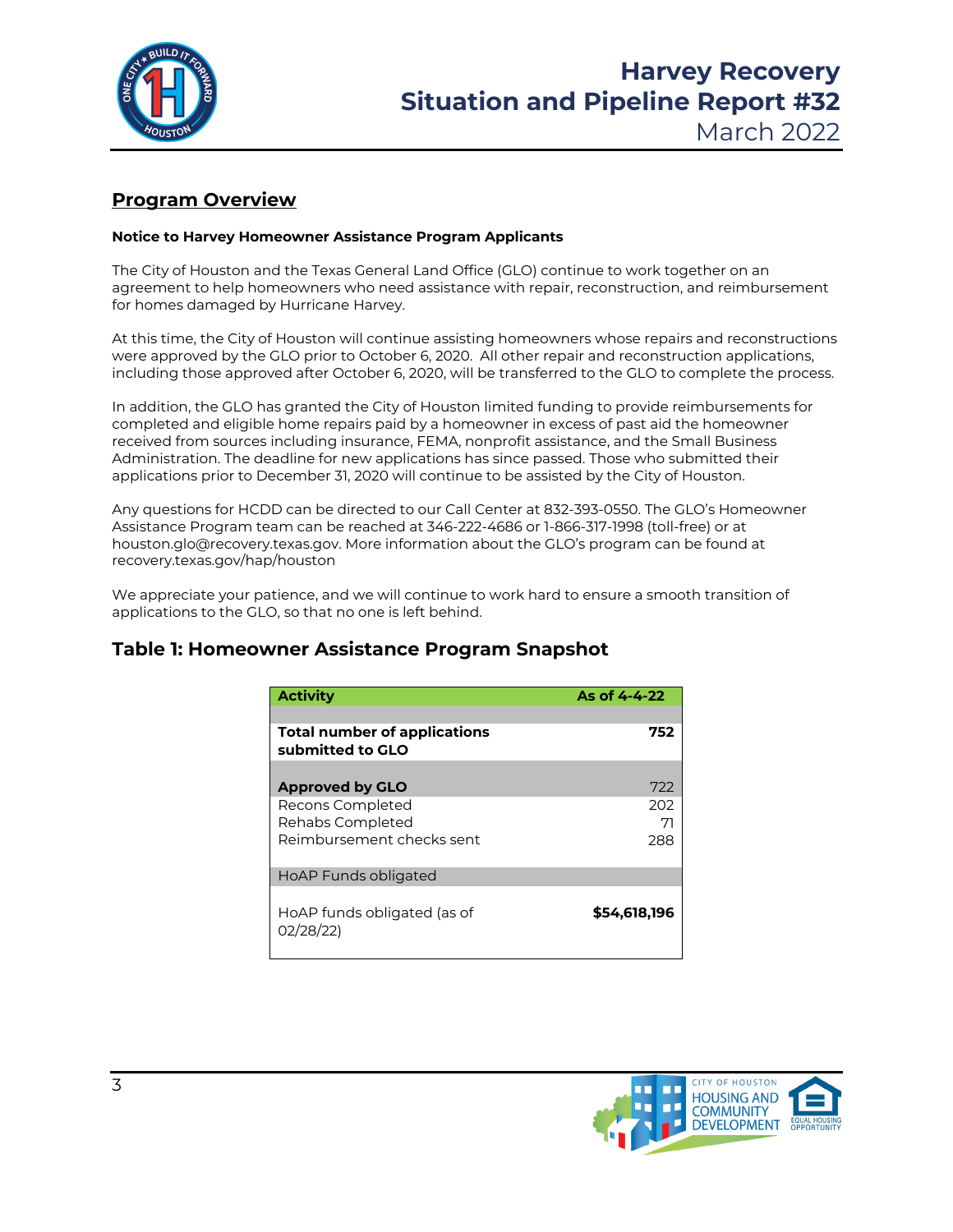# Harvey Recovery
# Situation and Pipeline Report #32
March 2022

## Program Overview

**Notice to Harvey Homeowner Assistance Program Applicants**

The City of Houston and the Texas General Land Office (GLO) continue to work together on an agreement to help homeowners who need assistance with repair, reconstruction, and reimbursement for homes damaged by Hurricane Harvey.

At this time, the City of Houston will continue assisting homeowners whose repairs and reconstructions were approved by the GLO prior to October 6, 2020. All other repair and reconstruction applications, including those approved after October 6, 2020, will be transferred to the GLO to complete the process.

In addition, the GLO has granted the City of Houston limited funding to provide reimbursements for completed and eligible home repairs paid by a homeowner in excess of past aid the homeowner received from sources including insurance, FEMA, nonprofit assistance, and the Small Business Administration. The deadline for new applications has since passed. Those who submitted their applications prior to December 31, 2020 will continue to be assisted by the City of Houston.

Any questions for HCDD can be directed to our Call Center at 832-393-0550. The GLO's Homeowner Assistance Program team can be reached at 346-222-4686 or 1-866-317-1998 (toll-free) or at houston.glo@recovery.texas.gov. More information about the GLO's program can be found at recovery.texas.gov/hap/houston

We appreciate your patience, and we will continue to work hard to ensure a smooth transition of applications to the GLO, so that no one is left behind.

## Table 1: Homeowner Assistance Program Snapshot

| Activity | As of 4-4-22 |
|---|---|
| **Total number of applications submitted to GLO** | **752** |
| **Approved by GLO** | 722 |
| Recons Completed | 202 |
| Rehabs Completed | 71 |
| Reimbursement checks sent | 288 |
| HoAP Funds obligated | |
| HoAP funds obligated (as of 02/28/22) | **$54,618,196** |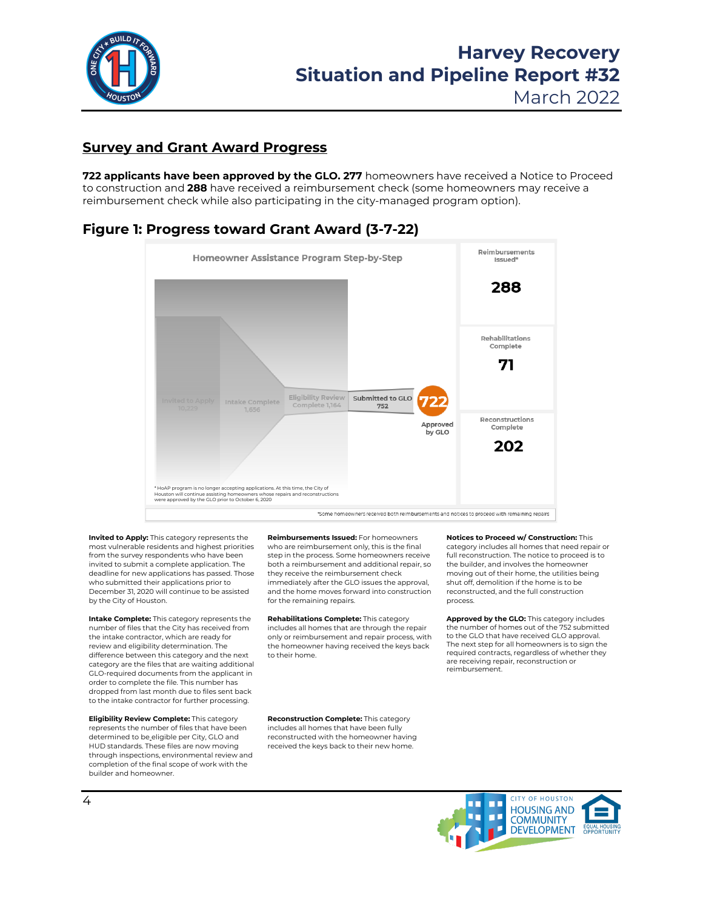## Survey and Grant Award Progress

**722 applicants have been approved by the GLO. 277** homeowners have received a Notice to Proceed to construction and **288** have received a reimbursement check (some homeowners may receive a reimbursement check while also participating in the city-managed program option).

### Figure 1: Progress toward Grant Award (3-7-22)

Homeowner Assistance Program Step-by-Step

Invited to Apply 10,229

Intake Complete 1,656

Eligibility Review Complete 1,164

Submitted to GLO 752

722 Approved by GLO

Reimbursements Issued* 288

Rehabilitations Complete 71

Reconstructions Complete 202

* HoAP program is no longer accepting applications. At this time, the City of Houston will continue assisting homeowners whose repairs and reconstructions were approved by the GLO prior to October 6, 2020

*Some homeowners received both reimbursements and notices to proceed with remaining repairs

**Invited to Apply:** This category represents the most vulnerable residents and highest priorities from the survey respondents who have been invited to submit a complete application. The deadline for new applications has passed. Those who submitted their applications prior to December 31, 2020 will continue to be assisted by the City of Houston.

**Intake Complete:** This category represents the number of files that the City has received from the intake contractor, which are ready for review and eligibility determination. The difference between this category and the next category are the files that are waiting additional GLO-required documents from the applicant in order to complete the file. This number has dropped from last month due to files sent back to the intake contractor for further processing.

**Eligibility Review Complete:** This category represents the number of files that have been determined to be eligible per City, GLO and HUD standards. These files are now moving through inspections, environmental review and completion of the final scope of work with the builder and homeowner.

**Reimbursements Issued:** For homeowners who are reimbursement only, this is the final step in the process. Some homeowners receive both a reimbursement and additional repair, so they receive the reimbursement check immediately after the GLO issues the approval, and the home moves forward into construction for the remaining repairs.

**Rehabilitations Complete:** This category includes all homes that are through the repair only or reimbursement and repair process, with the homeowner having received the keys back to their home.

**Reconstruction Complete:** This category includes all homes that have been fully reconstructed with the homeowner having received the keys back to their new home.

**Notices to Proceed w/ Construction:** This category includes all homes that need repair or full reconstruction. The notice to proceed is to the builder, and involves the homeowner moving out of their home, the utilities being shut off, demolition if the home is to be reconstructed, and the full construction process.

**Approved by the GLO:** This category includes the number of homes out of the 752 submitted to the GLO that have received GLO approval. The next step for all homeowners is to sign the required contracts, regardless of whether they are receiving repair, reconstruction or reimbursement.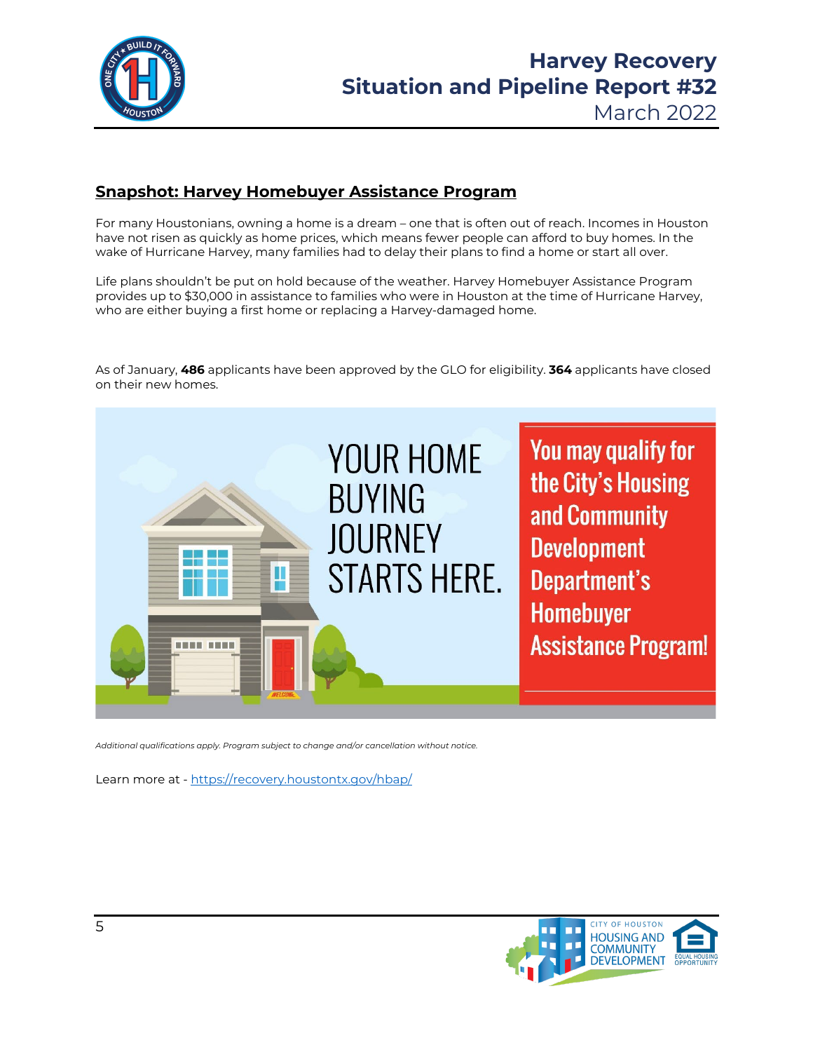## Snapshot: Harvey Homebuyer Assistance Program

For many Houstonians, owning a home is a dream – one that is often out of reach. Incomes in Houston have not risen as quickly as home prices, which means fewer people can afford to buy homes. In the wake of Hurricane Harvey, many families had to delay their plans to find a home or start all over.

Life plans shouldn't be put on hold because of the weather. Harvey Homebuyer Assistance Program provides up to $30,000 in assistance to families who were in Houston at the time of Hurricane Harvey, who are either buying a first home or replacing a Harvey-damaged home.

As of January, **486** applicants have been approved by the GLO for eligibility. **364** applicants have closed on their new homes.

YOUR HOME BUYING JOURNEY STARTS HERE.

You may qualify for the City's Housing and Community Development Department's Homebuyer Assistance Program!

*Additional qualifications apply. Program subject to change and/or cancellation without notice.*

Learn more at - https://recovery.houstontx.gov/hbap/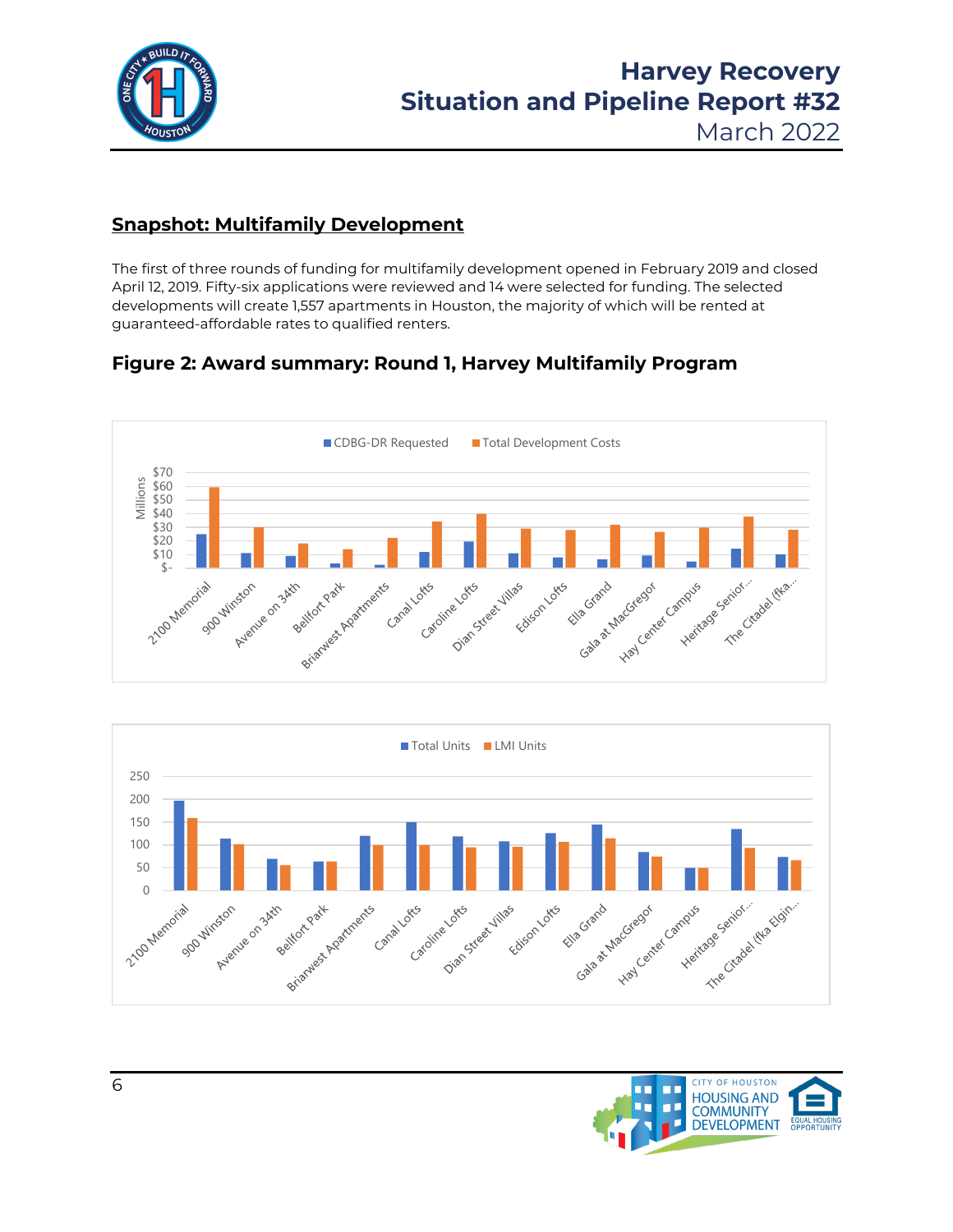## Snapshot: Multifamily Development

The first of three rounds of funding for multifamily development opened in February 2019 and closed April 12, 2019. Fifty-six applications were reviewed and 14 were selected for funding. The selected developments will create 1,557 apartments in Houston, the majority of which will be rented at guaranteed-affordable rates to qualified renters.

### Figure 2: Award summary: Round 1, Harvey Multifamily Program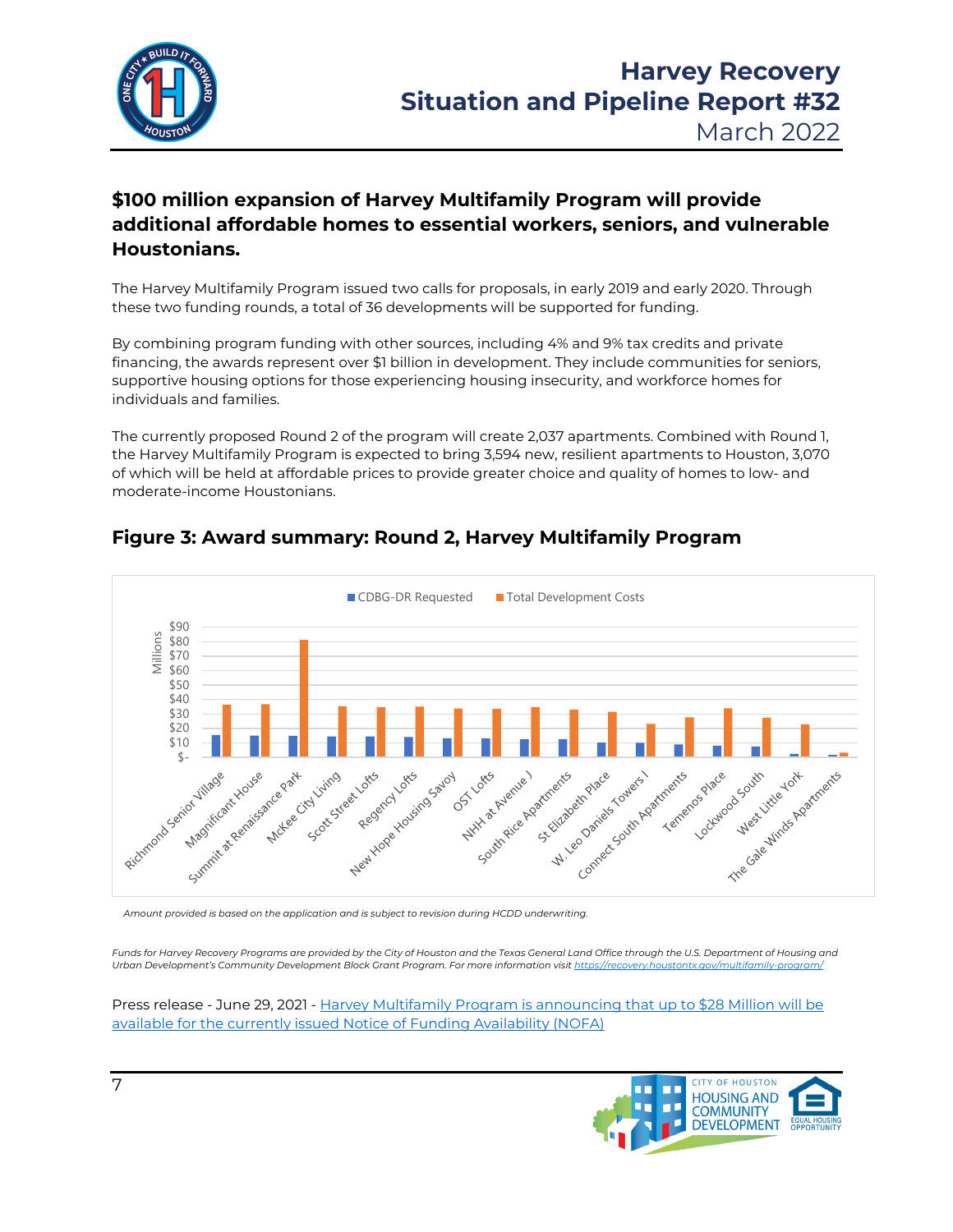## $100 million expansion of Harvey Multifamily Program will provide additional affordable homes to essential workers, seniors, and vulnerable Houstonians.

The Harvey Multifamily Program issued two calls for proposals, in early 2019 and early 2020. Through these two funding rounds, a total of 36 developments will be supported for funding.

By combining program funding with other sources, including 4% and 9% tax credits and private financing, the awards represent over $1 billion in development. They include communities for seniors, supportive housing options for those experiencing housing insecurity, and workforce homes for individuals and families.

The currently proposed Round 2 of the program will create 2,037 apartments. Combined with Round 1, the Harvey Multifamily Program is expected to bring 3,594 new, resilient apartments to Houston, 3,070 of which will be held at affordable prices to provide greater choice and quality of homes to low- and moderate-income Houstonians.

### Figure 3: Award summary: Round 2, Harvey Multifamily Program

CDBG-DR Requested / Total Development Costs (Millions)

Richmond Senior Village, Magnificant House, Summit at Renaissance Park, McKee City Living, Scott Street Lofts, Regency Lofts, New Hope Housing Savoy, OST Lofts, NHH at Avenue J, South Rice Apartments, St Elizabeth Place, W. Leo Daniels Towers I, Connect South Apartments, Temenos Place, Lockwood South, West Little York, The Gale Winds Apartments

*Amount provided is based on the application and is subject to revision during HCDD underwriting.*

*Funds for Harvey Recovery Programs are provided by the City of Houston and the Texas General Land Office through the U.S. Department of Housing and Urban Development's Community Development Block Grant Program. For more information visit https://recovery.houstontx.gov/multifamily-program/*

Press release - June 29, 2021 - Harvey Multifamily Program is announcing that up to $28 Million will be available for the currently issued Notice of Funding Availability (NOFA)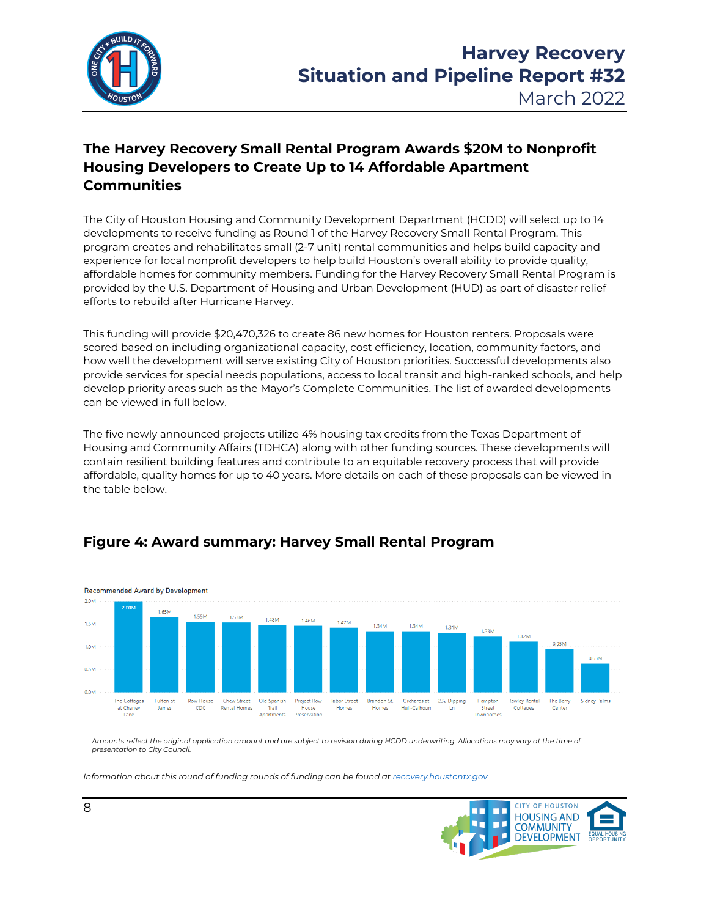## The Harvey Recovery Small Rental Program Awards $20M to Nonprofit Housing Developers to Create Up to 14 Affordable Apartment Communities

The City of Houston Housing and Community Development Department (HCDD) will select up to 14 developments to receive funding as Round 1 of the Harvey Recovery Small Rental Program. This program creates and rehabilitates small (2-7 unit) rental communities and helps build capacity and experience for local nonprofit developers to help build Houston's overall ability to provide quality, affordable homes for community members. Funding for the Harvey Recovery Small Rental Program is provided by the U.S. Department of Housing and Urban Development (HUD) as part of disaster relief efforts to rebuild after Hurricane Harvey.

This funding will provide $20,470,326 to create 86 new homes for Houston renters. Proposals were scored based on including organizational capacity, cost efficiency, location, community factors, and how well the development will serve existing City of Houston priorities. Successful developments also provide services for special needs populations, access to local transit and high-ranked schools, and help develop priority areas such as the Mayor's Complete Communities. The list of awarded developments can be viewed in full below.

The five newly announced projects utilize 4% housing tax credits from the Texas Department of Housing and Community Affairs (TDHCA) along with other funding sources. These developments will contain resilient building features and contribute to an equitable recovery process that will provide affordable, quality homes for up to 40 years. More details on each of these proposals can be viewed in the table below.

## Figure 4: Award summary: Harvey Small Rental Program

Recommended Award by Development

| Development | Recommended Award |
|---|---|
| The Cottages at Chaney Lane | 2.00M |
| Fulton at James | 1.65M |
| Row House CDC | 1.55M |
| Chew Street Rental Homes | 1.53M |
| Old Spanish Trail Apartments | 1.48M |
| Project Row House Preservation | 1.46M |
| Tabor Street Homes | 1.42M |
| Brandon St. Homes | 1.34M |
| Orchards at Hull-Calhoun | 1.34M |
| 232 Dipping Ln | 1.31M |
| Hampton Street Townhomes | 1.23M |
| Rawley Rental Cottages | 1.12M |
| The Berry Center | 0.95M |
| Sidney Palms | 0.63M |

*Amounts reflect the original application amount and are subject to revision during HCDD underwriting. Allocations may vary at the time of presentation to City Council.*

*Information about this round of funding rounds of funding can be found at recovery.houstontx.gov*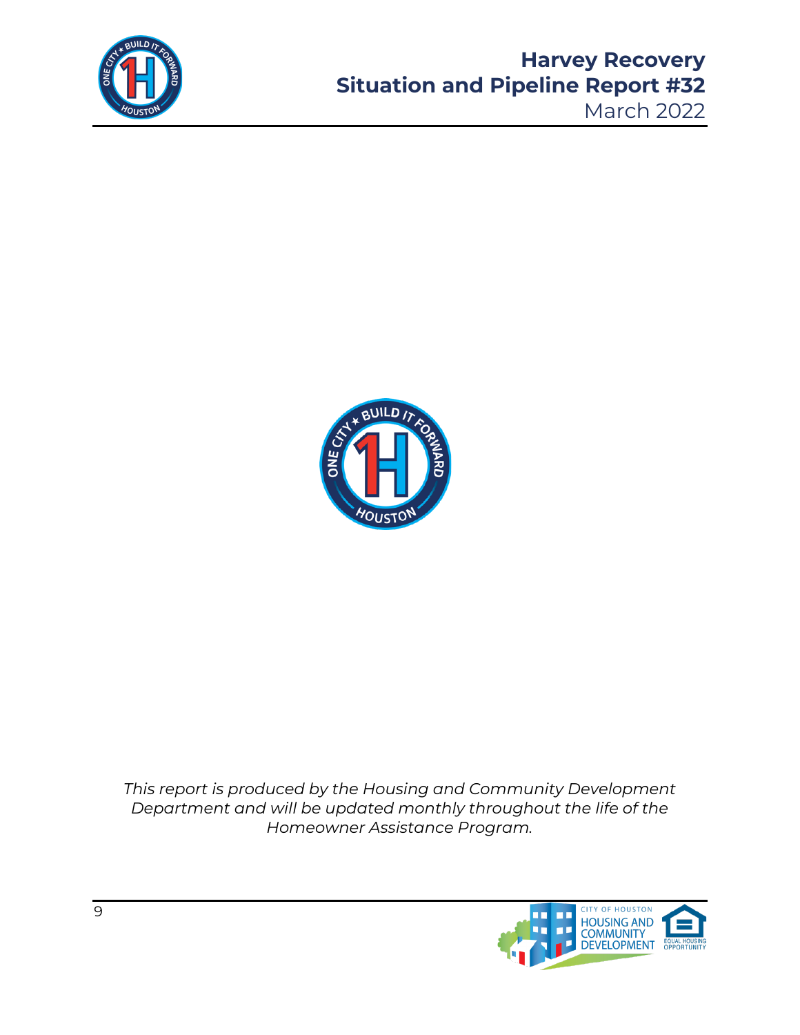*This report is produced by the Housing and Community Development Department and will be updated monthly throughout the life of the Homeowner Assistance Program.*